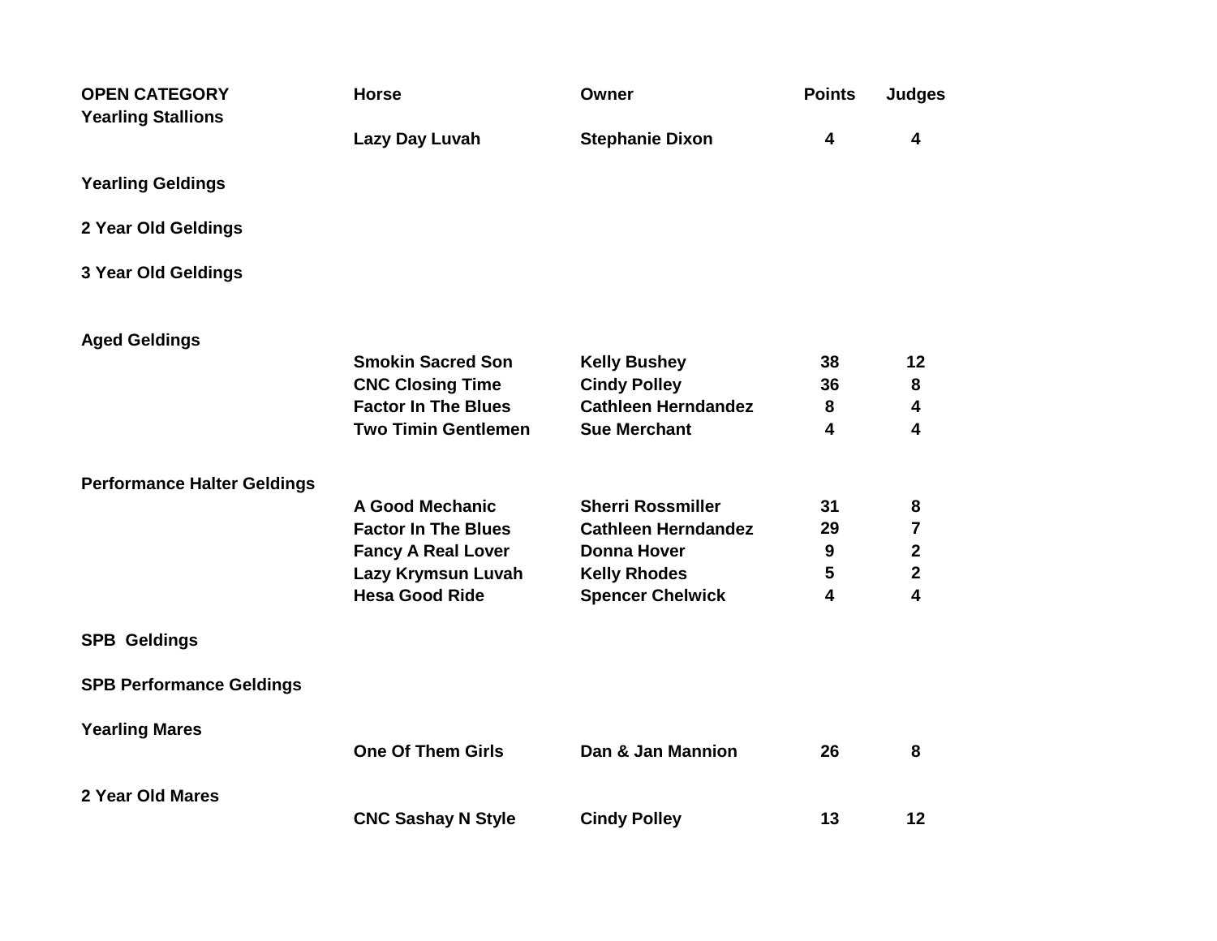| OPEN CATEGORY | Horse | Owner | Points | Judges |
|---|---|---|---|---|
| Yearling Stallions | | | | |
| | Lazy Day Luvah | Stephanie Dixon | 4 | 4 |
| Yearling Geldings | | | | |
| 2 Year Old Geldings | | | | |
| 3 Year Old Geldings | | | | |
| Aged Geldings | | | | |
| | Smokin Sacred Son | Kelly Bushey | 38 | 12 |
| | CNC Closing Time | Cindy Polley | 36 | 8 |
| | Factor In The Blues | Cathleen Herndandez | 8 | 4 |
| | Two Timin Gentlemen | Sue Merchant | 4 | 4 |
| Performance Halter Geldings | | | | |
| | A Good Mechanic | Sherri Rossmiller | 31 | 8 |
| | Factor In The Blues | Cathleen Herndandez | 29 | 7 |
| | Fancy A Real Lover | Donna Hover | 9 | 2 |
| | Lazy Krymsun Luvah | Kelly Rhodes | 5 | 2 |
| | Hesa Good Ride | Spencer Chelwick | 4 | 4 |
| SPB Geldings | | | | |
| SPB Performance Geldings | | | | |
| Yearling Mares | | | | |
| | One Of Them Girls | Dan & Jan Mannion | 26 | 8 |
| 2 Year Old Mares | | | | |
| | CNC Sashay N Style | Cindy Polley | 13 | 12 |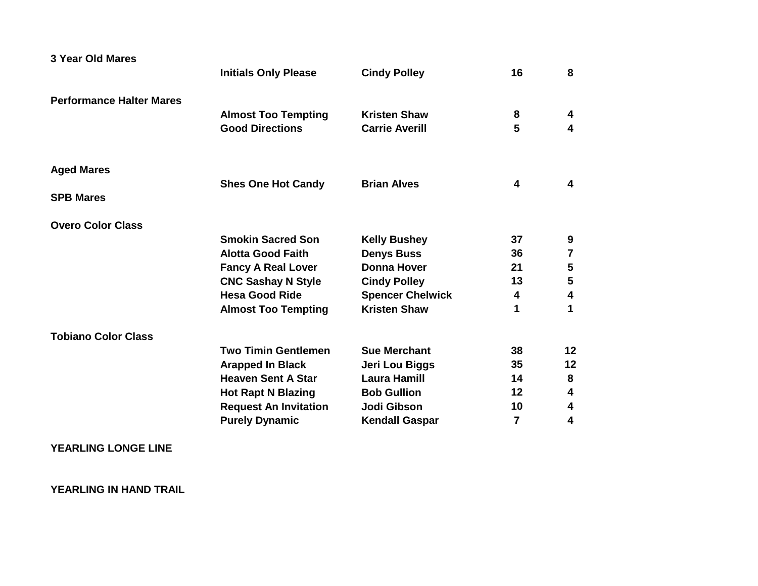| Class | Horse | Owner | | |
|---|---|---|---|---|
| **3 Year Old Mares** | | | | |
| | **Initials Only Please** | **Cindy Polley** | **16** | **8** |
| **Performance Halter Mares** | | | | |
| | **Almost Too Tempting** | **Kristen Shaw** | **8** | **4** |
| | **Good Directions** | **Carrie Averill** | **5** | **4** |
| **Aged Mares** | | | | |
| | **Shes One Hot Candy** | **Brian Alves** | **4** | **4** |
| **SPB Mares** | | | | |
| **Overo Color Class** | | | | |
| | **Smokin Sacred Son** | **Kelly Bushey** | **37** | **9** |
| | **Alotta Good Faith** | **Denys Buss** | **36** | **7** |
| | **Fancy A Real Lover** | **Donna Hover** | **21** | **5** |
| | **CNC Sashay N Style** | **Cindy Polley** | **13** | **5** |
| | **Hesa Good Ride** | **Spencer Chelwick** | **4** | **4** |
| | **Almost Too Tempting** | **Kristen Shaw** | **1** | **1** |
| **Tobiano Color Class** | | | | |
| | **Two Timin Gentlemen** | **Sue Merchant** | **38** | **12** |
| | **Arapped In Black** | **Jeri Lou Biggs** | **35** | **12** |
| | **Heaven Sent A Star** | **Laura Hamill** | **14** | **8** |
| | **Hot Rapt N Blazing** | **Bob Gullion** | **12** | **4** |
| | **Request An Invitation** | **Jodi Gibson** | **10** | **4** |
| | **Purely Dynamic** | **Kendall Gaspar** | **7** | **4** |
| **YEARLING LONGE LINE** | | | | |
| **YEARLING IN HAND TRAIL** | | | | |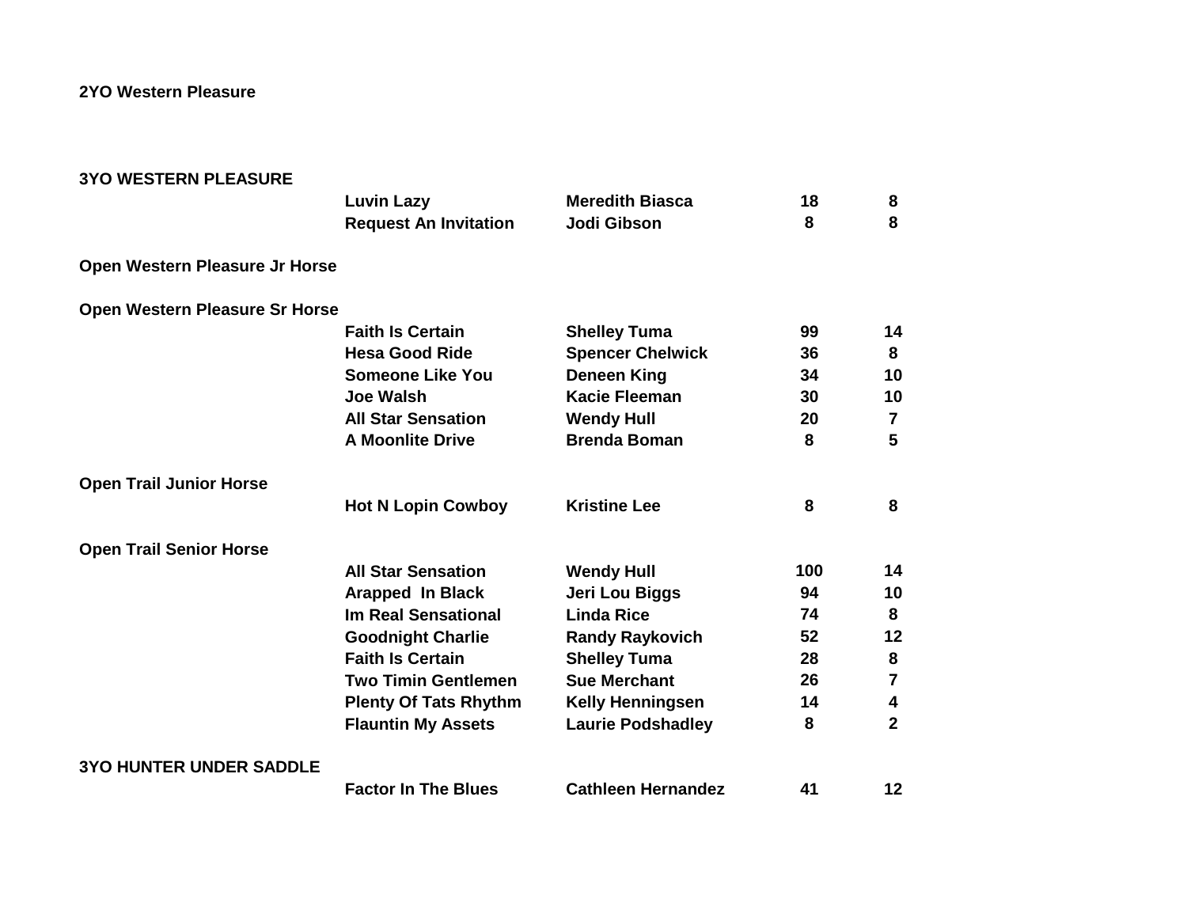**2YO Western Pleasure**

**3YO WESTERN PLEASURE**

| | Horse | Rider | | |
|---|---|---|---|---|
| | Luvin Lazy | Meredith Biasca | 18 | 8 |
| | Request An Invitation | Jodi Gibson | 8 | 8 |

**Open Western Pleasure Jr Horse**

**Open Western Pleasure Sr Horse**

| | Horse | Rider | | |
|---|---|---|---|---|
| | Faith Is Certain | Shelley Tuma | 99 | 14 |
| | Hesa Good Ride | Spencer Chelwick | 36 | 8 |
| | Someone Like You | Deneen King | 34 | 10 |
| | Joe Walsh | Kacie Fleeman | 30 | 10 |
| | All Star Sensation | Wendy Hull | 20 | 7 |
| | A Moonlite Drive | Brenda Boman | 8 | 5 |

**Open Trail Junior Horse**

| | Horse | Rider | | |
|---|---|---|---|---|
| | Hot N Lopin Cowboy | Kristine Lee | 8 | 8 |

**Open Trail Senior Horse**

| | Horse | Rider | | |
|---|---|---|---|---|
| | All Star Sensation | Wendy Hull | 100 | 14 |
| | Arapped In Black | Jeri Lou Biggs | 94 | 10 |
| | Im Real Sensational | Linda Rice | 74 | 8 |
| | Goodnight Charlie | Randy Raykovich | 52 | 12 |
| | Faith Is Certain | Shelley Tuma | 28 | 8 |
| | Two Timin Gentlemen | Sue Merchant | 26 | 7 |
| | Plenty Of Tats Rhythm | Kelly Henningsen | 14 | 4 |
| | Flauntin My Assets | Laurie Podshadley | 8 | 2 |

**3YO HUNTER UNDER SADDLE**

| | Horse | Rider | | |
|---|---|---|---|---|
| | Factor In The Blues | Cathleen Hernandez | 41 | 12 |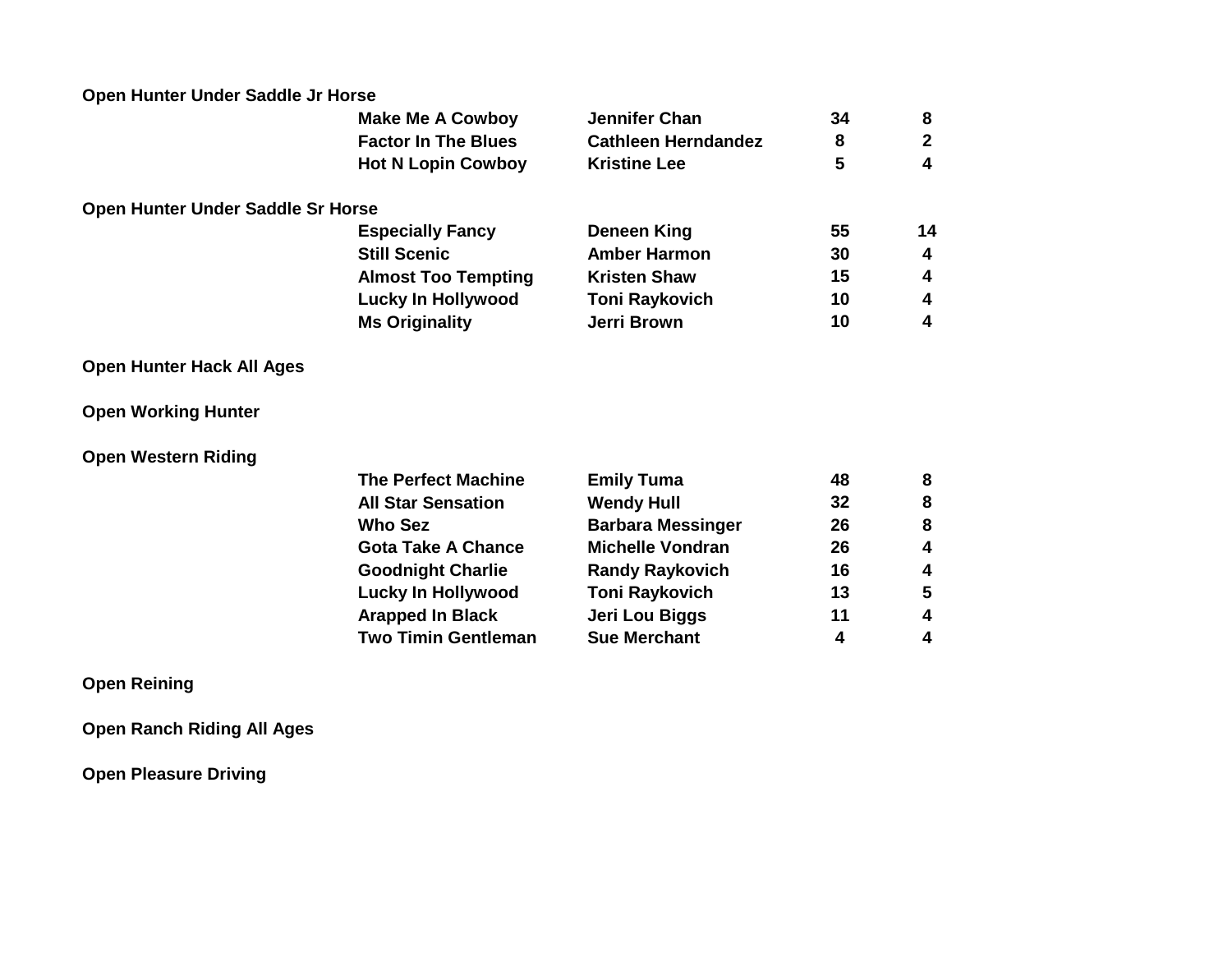**Open Hunter Under Saddle Jr Horse**

| Horse | Rider | | |
|---|---|---|---|
| Make Me A Cowboy | Jennifer Chan | 34 | 8 |
| Factor In The Blues | Cathleen Herndandez | 8 | 2 |
| Hot N Lopin Cowboy | Kristine Lee | 5 | 4 |

**Open Hunter Under Saddle Sr Horse**

| Horse | Rider | | |
|---|---|---|---|
| Especially Fancy | Deneen King | 55 | 14 |
| Still Scenic | Amber Harmon | 30 | 4 |
| Almost Too Tempting | Kristen Shaw | 15 | 4 |
| Lucky In Hollywood | Toni Raykovich | 10 | 4 |
| Ms Originality | Jerri Brown | 10 | 4 |

**Open Hunter Hack All Ages**

**Open Working Hunter**

**Open Western Riding**

| Horse | Rider | | |
|---|---|---|---|
| The Perfect Machine | Emily Tuma | 48 | 8 |
| All Star Sensation | Wendy Hull | 32 | 8 |
| Who Sez | Barbara Messinger | 26 | 8 |
| Gota Take A Chance | Michelle Vondran | 26 | 4 |
| Goodnight Charlie | Randy Raykovich | 16 | 4 |
| Lucky In Hollywood | Toni Raykovich | 13 | 5 |
| Arapped In Black | Jeri Lou Biggs | 11 | 4 |
| Two Timin Gentleman | Sue Merchant | 4 | 4 |

**Open Reining**

**Open Ranch Riding All Ages**

**Open Pleasure Driving**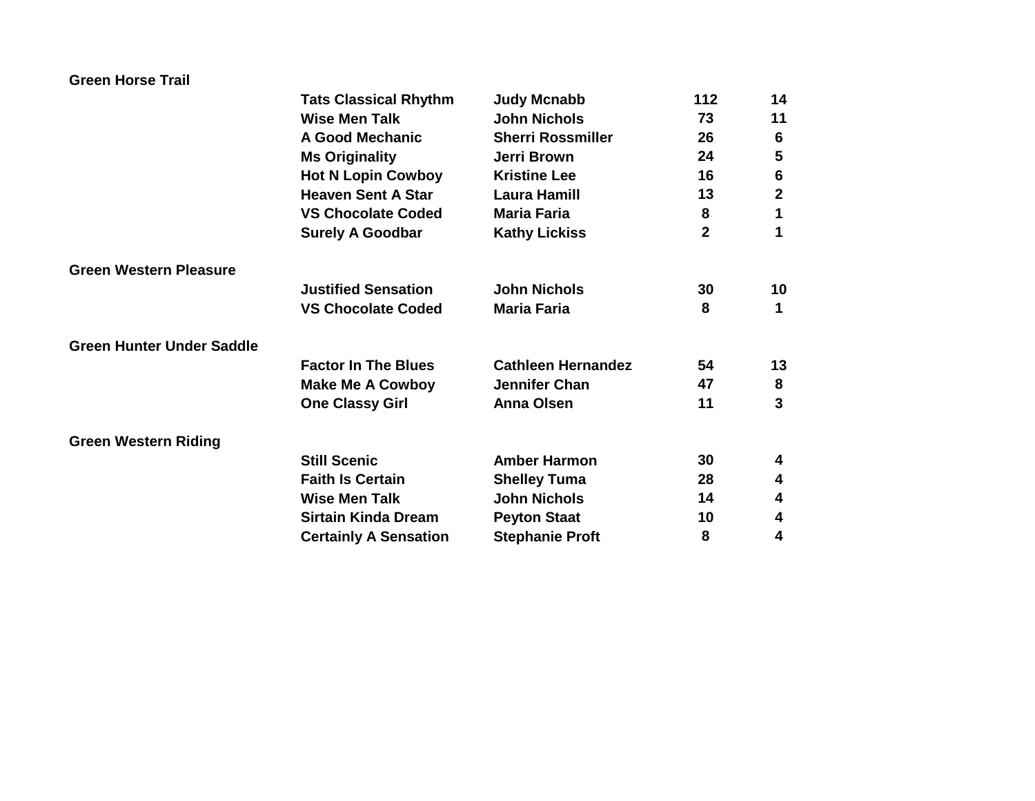**Green Horse Trail**

| | | | | |
|---|---|---|---|---|
| | Tats Classical Rhythm | Judy Mcnabb | 112 | 14 |
| | Wise Men Talk | John Nichols | 73 | 11 |
| | A Good Mechanic | Sherri Rossmiller | 26 | 6 |
| | Ms Originality | Jerri Brown | 24 | 5 |
| | Hot N Lopin Cowboy | Kristine Lee | 16 | 6 |
| | Heaven Sent A Star | Laura Hamill | 13 | 2 |
| | VS Chocolate Coded | Maria Faria | 8 | 1 |
| | Surely A Goodbar | Kathy Lickiss | 2 | 1 |

**Green Western Pleasure**

| | | | | |
|---|---|---|---|---|
| | Justified Sensation | John Nichols | 30 | 10 |
| | VS Chocolate Coded | Maria Faria | 8 | 1 |

**Green Hunter Under Saddle**

| | | | | |
|---|---|---|---|---|
| | Factor In The Blues | Cathleen Hernandez | 54 | 13 |
| | Make Me A Cowboy | Jennifer Chan | 47 | 8 |
| | One Classy Girl | Anna Olsen | 11 | 3 |

**Green Western Riding**

| | | | | |
|---|---|---|---|---|
| | Still Scenic | Amber Harmon | 30 | 4 |
| | Faith Is Certain | Shelley Tuma | 28 | 4 |
| | Wise Men Talk | John Nichols | 14 | 4 |
| | Sirtain Kinda Dream | Peyton Staat | 10 | 4 |
| | Certainly A Sensation | Stephanie Proft | 8 | 4 |